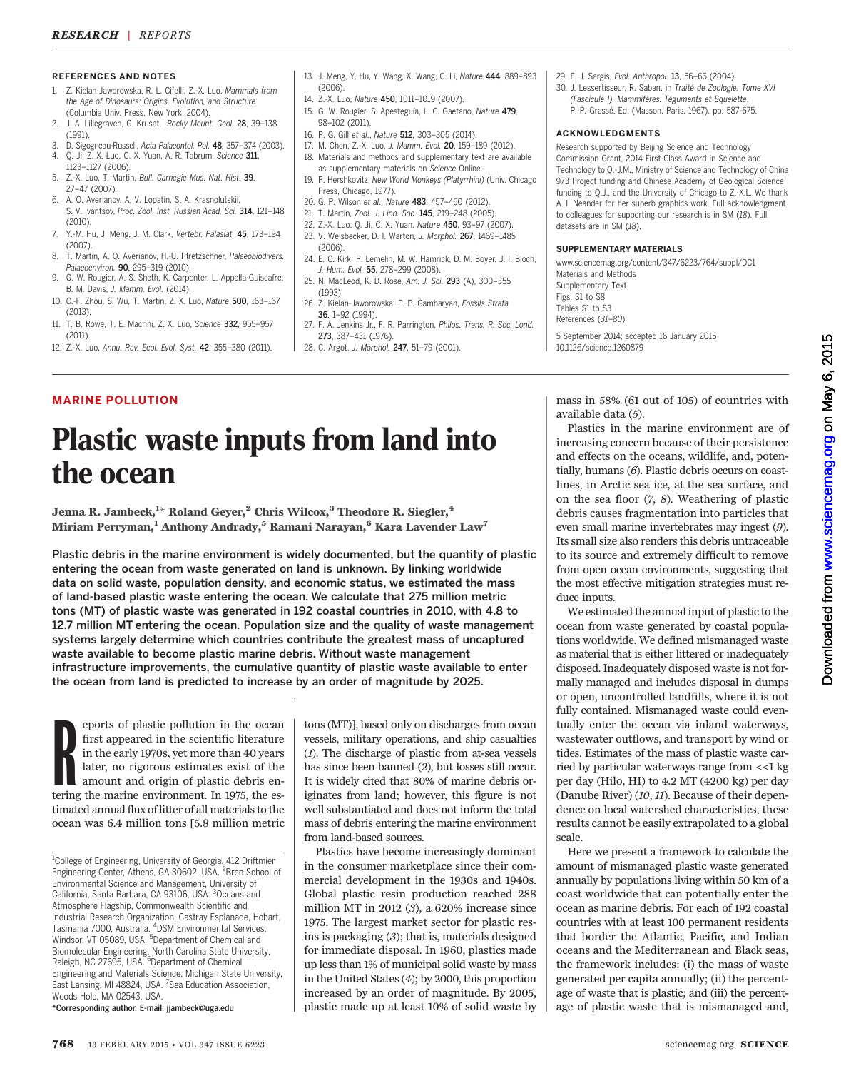## REFERENCES AND NOTES

1. Z. Kielan-Jaworowska, R. L. Cifelli, Z.-X. Luo, *Mammals from the Age of Dinosaurs: Origins, Evolution, and Structure* (Columbia Univ. Press, New York, 2004).
2. J. A. Lillegraven, G. Krusat, *Rocky Mount. Geol.* **28**, 39–138 (1991).
3. D. Sigogneau-Russell, *Acta Palaeontol. Pol.* **48**, 357–374 (2003).
4. Q. Ji, Z. X. Luo, C. X. Yuan, A. R. Tabrum, *Science* **311**, 1123–1127 (2006).
5. Z.-X. Luo, T. Martin, *Bull. Carnegie Mus. Nat. Hist.* **39**, 27–47 (2007).
6. A. O. Averianov, A. V. Lopatin, S. A. Krasnolutskii, S. V. Ivantsov, *Proc. Zool. Inst. Russian Acad. Sci.* **314**, 121–148 (2010).
7. Y.-M. Hu, J. Meng, J. M. Clark, *Vertebr. Palasiat.* **45**, 173–194 (2007).
8. T. Martin, A. O. Averianov, H.-U. Pfretzschner, *Palaeobiodivers. Palaeoenviron.* **90**, 295–319 (2010).
9. G. W. Rougier, A. S. Sheth, K. Carpenter, L. Appella-Guiscafre, B. M. Davis, *J. Mamm. Evol.* (2014).
10. C.-F. Zhou, S. Wu, T. Martin, Z. X. Luo, *Nature* **500**, 163–167 (2013).
11. T. B. Rowe, T. E. Macrini, Z. X. Luo, *Science* **332**, 955–957 (2011).
12. Z.-X. Luo, *Annu. Rev. Ecol. Evol. Syst.* **42**, 355–380 (2011).
13. J. Meng, Y. Hu, Y. Wang, X. Wang, C. Li, *Nature* **444**, 889–893 (2006).
14. Z.-X. Luo, *Nature* **450**, 1011–1019 (2007).
15. G. W. Rougier, S. Apesteguía, L. C. Gaetano, *Nature* **479**, 98–102 (2011).
16. P. G. Gill *et al.*, *Nature* **512**, 303–305 (2014).
17. M. Chen, Z.-X. Luo, *J. Mamm. Evol.* **20**, 159–189 (2012).
18. Materials and methods and supplementary text are available as supplementary materials on *Science* Online.
19. P. Hershkovitz, *New World Monkeys (Platyrrhini)* (Univ. Chicago Press, Chicago, 1977).
20. G. P. Wilson *et al.*, *Nature* **483**, 457–460 (2012).
21. T. Martin, *Zool. J. Linn. Soc.* **145**, 219–248 (2005).
22. Z.-X. Luo, Q. Ji, C. X. Yuan, *Nature* **450**, 93–97 (2007).
23. V. Weisbecker, D. I. Warton, *J. Morphol.* **267**, 1469–1485 (2006).
24. E. C. Kirk, P. Lemelin, M. W. Hamrick, D. M. Boyer, J. I. Bloch, *J. Hum. Evol.* **55**, 278–299 (2008).
25. N. MacLeod, K. D. Rose, *Am. J. Sci.* **293** (A), 300–355 (1993).
26. Z. Kielan-Jaworowska, P. P. Gambaryan, *Fossils Strata* **36**, 1–92 (1994).
27. F. A. Jenkins Jr., F. R. Parrington, *Philos. Trans. R. Soc. Lond.* **273**, 387–431 (1976).
28. C. Argot, *J. Morphol.* **247**, 51–79 (2001).
29. E. J. Sargis, *Evol. Anthropol.* **13**, 56–66 (2004).
30. J. Lessertisseur, R. Saban, in *Traité de Zoologie. Tome XVI (Fascicule I). Mammifères: Téguments et Squelette*, P.-P. Grassé, Ed. (Masson, Paris, 1967), pp. 587-675.

## ACKNOWLEDGMENTS

Research supported by Beijing Science and Technology Commission Grant, 2014 First-Class Award in Science and Technology to Q.-J.M., Ministry of Science and Technology of China 973 Project funding and Chinese Academy of Geological Science funding to Q.J., and the University of Chicago to Z.-X.L. We thank A. I. Neander for her superb graphics work. Full acknowledgment to colleagues for supporting our research is in SM (*18*). Full datasets are in SM (*18*).

## SUPPLEMENTARY MATERIALS

www.sciencemag.org/content/347/6223/764/suppl/DC1
Materials and Methods
Supplementary Text
Figs. S1 to S8
Tables S1 to S3
References (*31*–*80*)

5 September 2014; accepted 16 January 2015
10.1126/science.1260879

**MARINE POLLUTION**

# Plastic waste inputs from land into the ocean

**Jenna R. Jambeck,[1]* Roland Geyer,[2] Chris Wilcox,[3] Theodore R. Siegler,[4] Miriam Perryman,[1] Anthony Andrady,[5] Ramani Narayan,[6] Kara Lavender Law[7]**

**Plastic debris in the marine environment is widely documented, but the quantity of plastic entering the ocean from waste generated on land is unknown. By linking worldwide data on solid waste, population density, and economic status, we estimated the mass of land-based plastic waste entering the ocean. We calculate that 275 million metric tons (MT) of plastic waste was generated in 192 coastal countries in 2010, with 4.8 to 12.7 million MT entering the ocean. Population size and the quality of waste management systems largely determine which countries contribute the greatest mass of uncaptured waste available to become plastic marine debris. Without waste management infrastructure improvements, the cumulative quantity of plastic waste available to enter the ocean from land is predicted to increase by an order of magnitude by 2025.**

Reports of plastic pollution in the ocean first appeared in the scientific literature in the early 1970s, yet more than 40 years later, no rigorous estimates exist of the amount and origin of plastic debris entering the marine environment. In 1975, the estimated annual flux of litter of all materials to the ocean was 6.4 million tons [5.8 million metric tons (MT)], based only on discharges from ocean vessels, military operations, and ship casualties (*1*). The discharge of plastic from at-sea vessels has since been banned (*2*), but losses still occur. It is widely cited that 80% of marine debris originates from land; however, this figure is not well substantiated and does not inform the total mass of debris entering the marine environment from land-based sources.

Plastics have become increasingly dominant in the consumer marketplace since their commercial development in the 1930s and 1940s. Global plastic resin production reached 288 million MT in 2012 (*3*), a 620% increase since 1975. The largest market sector for plastic resins is packaging (*3*); that is, materials designed for immediate disposal. In 1960, plastics made up less than 1% of municipal solid waste by mass in the United States (*4*); by 2000, this proportion increased by an order of magnitude. By 2005, plastic made up at least 10% of solid waste by mass in 58% (61 out of 105) of countries with available data (*5*).

Plastics in the marine environment are of increasing concern because of their persistence and effects on the oceans, wildlife, and, potentially, humans (*6*). Plastic debris occurs on coastlines, in Arctic sea ice, at the sea surface, and on the sea floor (*7*, *8*). Weathering of plastic debris causes fragmentation into particles that even small marine invertebrates may ingest (*9*). Its small size also renders this debris untraceable to its source and extremely difficult to remove from open ocean environments, suggesting that the most effective mitigation strategies must reduce inputs.

We estimated the annual input of plastic to the ocean from waste generated by coastal populations worldwide. We defined mismanaged waste as material that is either littered or inadequately disposed. Inadequately disposed waste is not formally managed and includes disposal in dumps or open, uncontrolled landfills, where it is not fully contained. Mismanaged waste could eventually enter the ocean via inland waterways, wastewater outflows, and transport by wind or tides. Estimates of the mass of plastic waste carried by particular waterways range from <<1 kg per day (Hilo, HI) to 4.2 MT (4200 kg) per day (Danube River) (*10*, *11*). Because of their dependence on local watershed characteristics, these results cannot be easily extrapolated to a global scale.

Here we present a framework to calculate the amount of mismanaged plastic waste generated annually by populations living within 50 km of a coast worldwide that can potentially enter the ocean as marine debris. For each of 192 coastal countries with at least 100 permanent residents that border the Atlantic, Pacific, and Indian oceans and the Mediterranean and Black seas, the framework includes: (i) the mass of waste generated per capita annually; (ii) the percentage of waste that is plastic; and (iii) the percentage of plastic waste that is mismanaged and,

[1]College of Engineering, University of Georgia, 412 Driftmier Engineering Center, Athens, GA 30602, USA. [2]Bren School of Environmental Science and Management, University of California, Santa Barbara, CA 93106, USA. [3]Oceans and Atmosphere Flagship, Commonwealth Scientific and Industrial Research Organization, Castray Esplanade, Hobart, Tasmania 7000, Australia. [4]DSM Environmental Services, Windsor, VT 05089, USA. [5]Department of Chemical and Biomolecular Engineering, North Carolina State University, Raleigh, NC 27695, USA. [6]Department of Chemical Engineering and Materials Science, Michigan State University, East Lansing, MI 48824, USA. [7]Sea Education Association, Woods Hole, MA 02543, USA.
*Corresponding author. E-mail: jjambeck@uga.edu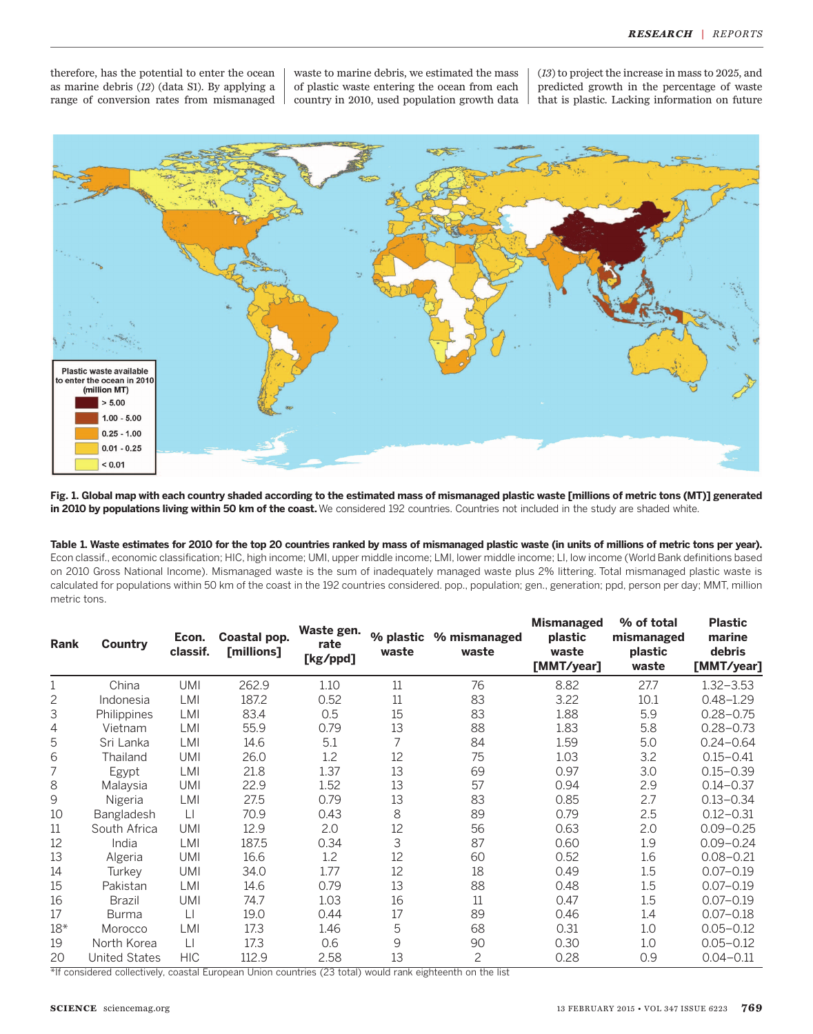therefore, has the potential to enter the ocean as marine debris (12) (data S1). By applying a range of conversion rates from mismanaged waste to marine debris, we estimated the mass of plastic waste entering the ocean from each country in 2010, used population growth data (13) to project the increase in mass to 2025, and predicted growth in the percentage of waste that is plastic. Lacking information on future

**Fig. 1. Global map with each country shaded according to the estimated mass of mismanaged plastic waste [millions of metric tons (MT)] generated in 2010 by populations living within 50 km of the coast.** We considered 192 countries. Countries not included in the study are shaded white.

**Table 1. Waste estimates for 2010 for the top 20 countries ranked by mass of mismanaged plastic waste (in units of millions of metric tons per year).** Econ classif., economic classification; HIC, high income; UMI, upper middle income; LMI, lower middle income; LI, low income (World Bank definitions based on 2010 Gross National Income). Mismanaged waste is the sum of inadequately managed waste plus 2% littering. Total mismanaged plastic waste is calculated for populations within 50 km of the coast in the 192 countries considered. pop., population; gen., generation; ppd, person per day; MMT, million metric tons.

| Rank | Country | Econ. classif. | Coastal pop. [millions] | Waste gen. rate [kg/ppd] | % plastic waste | % mismanaged waste | Mismanaged plastic waste [MMT/year] | % of total mismanaged plastic waste | Plastic marine debris [MMT/year] |
|---|---|---|---|---|---|---|---|---|---|
| 1 | China | UMI | 262.9 | 1.10 | 11 | 76 | 8.82 | 27.7 | 1.32–3.53 |
| 2 | Indonesia | LMI | 187.2 | 0.52 | 11 | 83 | 3.22 | 10.1 | 0.48–1.29 |
| 3 | Philippines | LMI | 83.4 | 0.5 | 15 | 83 | 1.88 | 5.9 | 0.28–0.75 |
| 4 | Vietnam | LMI | 55.9 | 0.79 | 13 | 88 | 1.83 | 5.8 | 0.28–0.73 |
| 5 | Sri Lanka | LMI | 14.6 | 5.1 | 7 | 84 | 1.59 | 5.0 | 0.24–0.64 |
| 6 | Thailand | UMI | 26.0 | 1.2 | 12 | 75 | 1.03 | 3.2 | 0.15–0.41 |
| 7 | Egypt | LMI | 21.8 | 1.37 | 13 | 69 | 0.97 | 3.0 | 0.15–0.39 |
| 8 | Malaysia | UMI | 22.9 | 1.52 | 13 | 57 | 0.94 | 2.9 | 0.14–0.37 |
| 9 | Nigeria | LMI | 27.5 | 0.79 | 13 | 83 | 0.85 | 2.7 | 0.13–0.34 |
| 10 | Bangladesh | LI | 70.9 | 0.43 | 8 | 89 | 0.79 | 2.5 | 0.12–0.31 |
| 11 | South Africa | UMI | 12.9 | 2.0 | 12 | 56 | 0.63 | 2.0 | 0.09–0.25 |
| 12 | India | LMI | 187.5 | 0.34 | 3 | 87 | 0.60 | 1.9 | 0.09–0.24 |
| 13 | Algeria | UMI | 16.6 | 1.2 | 12 | 60 | 0.52 | 1.6 | 0.08–0.21 |
| 14 | Turkey | UMI | 34.0 | 1.77 | 12 | 18 | 0.49 | 1.5 | 0.07–0.19 |
| 15 | Pakistan | LMI | 14.6 | 0.79 | 13 | 88 | 0.48 | 1.5 | 0.07–0.19 |
| 16 | Brazil | UMI | 74.7 | 1.03 | 16 | 11 | 0.47 | 1.5 | 0.07–0.19 |
| 17 | Burma | LI | 19.0 | 0.44 | 17 | 89 | 0.46 | 1.4 | 0.07–0.18 |
| 18* | Morocco | LMI | 17.3 | 1.46 | 5 | 68 | 0.31 | 1.0 | 0.05–0.12 |
| 19 | North Korea | LI | 17.3 | 0.6 | 9 | 90 | 0.30 | 1.0 | 0.05–0.12 |
| 20 | United States | HIC | 112.9 | 2.58 | 13 | 2 | 0.28 | 0.9 | 0.04–0.11 |

*If considered collectively, coastal European Union countries (23 total) would rank eighteenth on the list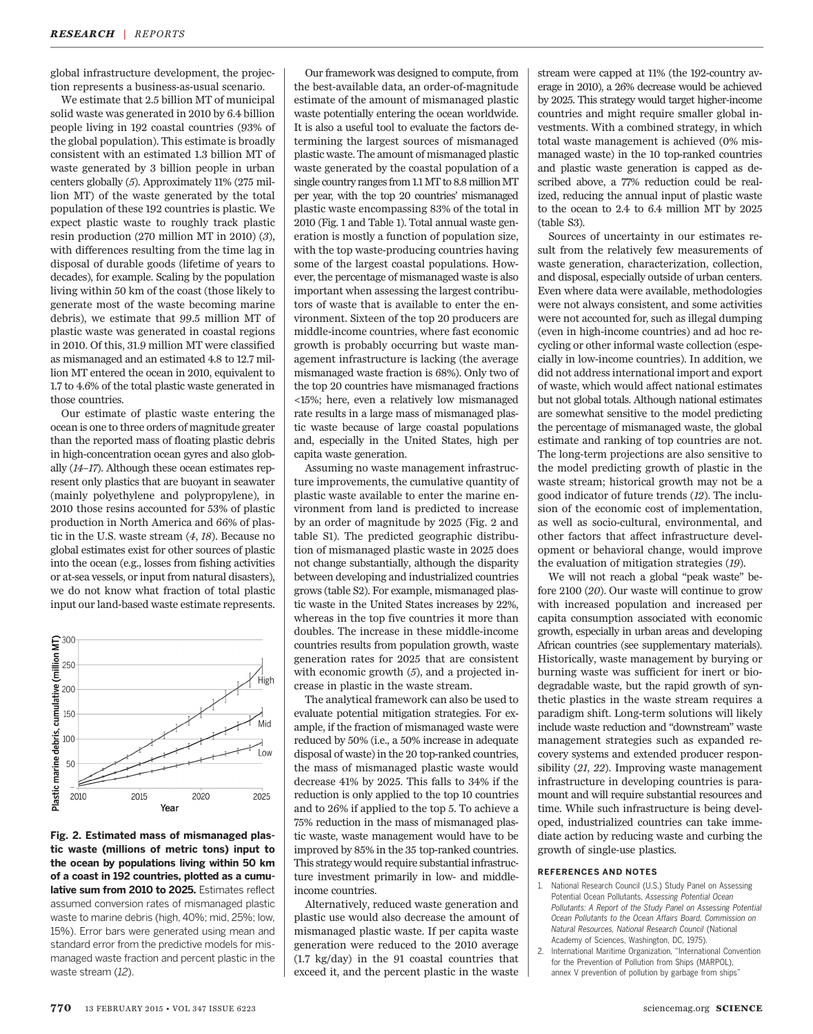global infrastructure development, the projection represents a business-as-usual scenario.

We estimate that 2.5 billion MT of municipal solid waste was generated in 2010 by 6.4 billion people living in 192 coastal countries (93% of the global population). This estimate is broadly consistent with an estimated 1.3 billion MT of waste generated by 3 billion people in urban centers globally (*5*). Approximately 11% (275 million MT) of the waste generated by the total population of these 192 countries is plastic. We expect plastic waste to roughly track plastic resin production (270 million MT in 2010) (*3*), with differences resulting from the time lag in disposal of durable goods (lifetime of years to decades), for example. Scaling by the population living within 50 km of the coast (those likely to generate most of the waste becoming marine debris), we estimate that 99.5 million MT of plastic waste was generated in coastal regions in 2010. Of this, 31.9 million MT were classified as mismanaged and an estimated 4.8 to 12.7 million MT entered the ocean in 2010, equivalent to 1.7 to 4.6% of the total plastic waste generated in those countries.

Our estimate of plastic waste entering the ocean is one to three orders of magnitude greater than the reported mass of floating plastic debris in high-concentration ocean gyres and also globally (*14*–*17*). Although these ocean estimates represent only plastics that are buoyant in seawater (mainly polyethylene and polypropylene), in 2010 those resins accounted for 53% of plastic production in North America and 66% of plastic in the U.S. waste stream (*4*, *18*). Because no global estimates exist for other sources of plastic into the ocean (e.g., losses from fishing activities or at-sea vessels, or input from natural disasters), we do not know what fraction of total plastic input our land-based waste estimate represents.

**Fig. 2. Estimated mass of mismanaged plastic waste (millions of metric tons) input to the ocean by populations living within 50 km of a coast in 192 countries, plotted as a cumulative sum from 2010 to 2025.** Estimates reflect assumed conversion rates of mismanaged plastic waste to marine debris (high, 40%; mid, 25%; low, 15%). Error bars were generated using mean and standard error from the predictive models for mismanaged waste fraction and percent plastic in the waste stream (*12*).

Our framework was designed to compute, from the best-available data, an order-of-magnitude estimate of the amount of mismanaged plastic waste potentially entering the ocean worldwide. It is also a useful tool to evaluate the factors determining the largest sources of mismanaged plastic waste. The amount of mismanaged plastic waste generated by the coastal population of a single country ranges from 1.1 MT to 8.8 million MT per year, with the top 20 countries' mismanaged plastic waste encompassing 83% of the total in 2010 (Fig. 1 and Table 1). Total annual waste generation is mostly a function of population size, with the top waste-producing countries having some of the largest coastal populations. However, the percentage of mismanaged waste is also important when assessing the largest contributors of waste that is available to enter the environment. Sixteen of the top 20 producers are middle-income countries, where fast economic growth is probably occurring but waste management infrastructure is lacking (the average mismanaged waste fraction is 68%). Only two of the top 20 countries have mismanaged fractions <15%; here, even a relatively low mismanaged rate results in a large mass of mismanaged plastic waste because of large coastal populations and, especially in the United States, high per capita waste generation.

Assuming no waste management infrastructure improvements, the cumulative quantity of plastic waste available to enter the marine environment from land is predicted to increase by an order of magnitude by 2025 (Fig. 2 and table S1). The predicted geographic distribution of mismanaged plastic waste in 2025 does not change substantially, although the disparity between developing and industrialized countries grows (table S2). For example, mismanaged plastic waste in the United States increases by 22%, whereas in the top five countries it more than doubles. The increase in these middle-income countries results from population growth, waste generation rates for 2025 that are consistent with economic growth (*5*), and a projected increase in plastic in the waste stream.

The analytical framework can also be used to evaluate potential mitigation strategies. For example, if the fraction of mismanaged waste were reduced by 50% (i.e., a 50% increase in adequate disposal of waste) in the 20 top-ranked countries, the mass of mismanaged plastic waste would decrease 41% by 2025. This falls to 34% if the reduction is only applied to the top 10 countries and to 26% if applied to the top 5. To achieve a 75% reduction in the mass of mismanaged plastic waste, waste management would have to be improved by 85% in the 35 top-ranked countries. This strategy would require substantial infrastructure investment primarily in low- and middle-income countries.

Alternatively, reduced waste generation and plastic use would also decrease the amount of mismanaged plastic waste. If per capita waste generation were reduced to the 2010 average (1.7 kg/day) in the 91 coastal countries that exceed it, and the percent plastic in the waste stream were capped at 11% (the 192-country average in 2010), a 26% decrease would be achieved by 2025. This strategy would target higher-income countries and might require smaller global investments. With a combined strategy, in which total waste management is achieved (0% mismanaged waste) in the 10 top-ranked countries and plastic waste generation is capped as described above, a 77% reduction could be realized, reducing the annual input of plastic waste to the ocean to 2.4 to 6.4 million MT by 2025 (table S3).

Sources of uncertainty in our estimates result from the relatively few measurements of waste generation, characterization, collection, and disposal, especially outside of urban centers. Even where data were available, methodologies were not always consistent, and some activities were not accounted for, such as illegal dumping (even in high-income countries) and ad hoc recycling or other informal waste collection (especially in low-income countries). In addition, we did not address international import and export of waste, which would affect national estimates but not global totals. Although national estimates are somewhat sensitive to the model predicting the percentage of mismanaged waste, the global estimate and ranking of top countries are not. The long-term projections are also sensitive to the model predicting growth of plastic in the waste stream; historical growth may not be a good indicator of future trends (*12*). The inclusion of the economic cost of implementation, as well as socio-cultural, environmental, and other factors that affect infrastructure development or behavioral change, would improve the evaluation of mitigation strategies (*19*).

We will not reach a global "peak waste" before 2100 (*20*). Our waste will continue to grow with increased population and increased per capita consumption associated with economic growth, especially in urban areas and developing African countries (see supplementary materials). Historically, waste management by burying or burning waste was sufficient for inert or biodegradable waste, but the rapid growth of synthetic plastics in the waste stream requires a paradigm shift. Long-term solutions will likely include waste reduction and "downstream" waste management strategies such as expanded recovery systems and extended producer responsibility (*21*, *22*). Improving waste management infrastructure in developing countries is paramount and will require substantial resources and time. While such infrastructure is being developed, industrialized countries can take immediate action by reducing waste and curbing the growth of single-use plastics.

## REFERENCES AND NOTES

1. National Research Council (U.S.) Study Panel on Assessing Potential Ocean Pollutants, *Assessing Potential Ocean Pollutants: A Report of the Study Panel on Assessing Potential Ocean Pollutants to the Ocean Affairs Board, Commission on Natural Resources, National Research Council* (National Academy of Sciences, Washington, DC, 1975).
2. International Maritime Organization, "International Convention for the Prevention of Pollution from Ships (MARPOL), annex V prevention of pollution by garbage from ships"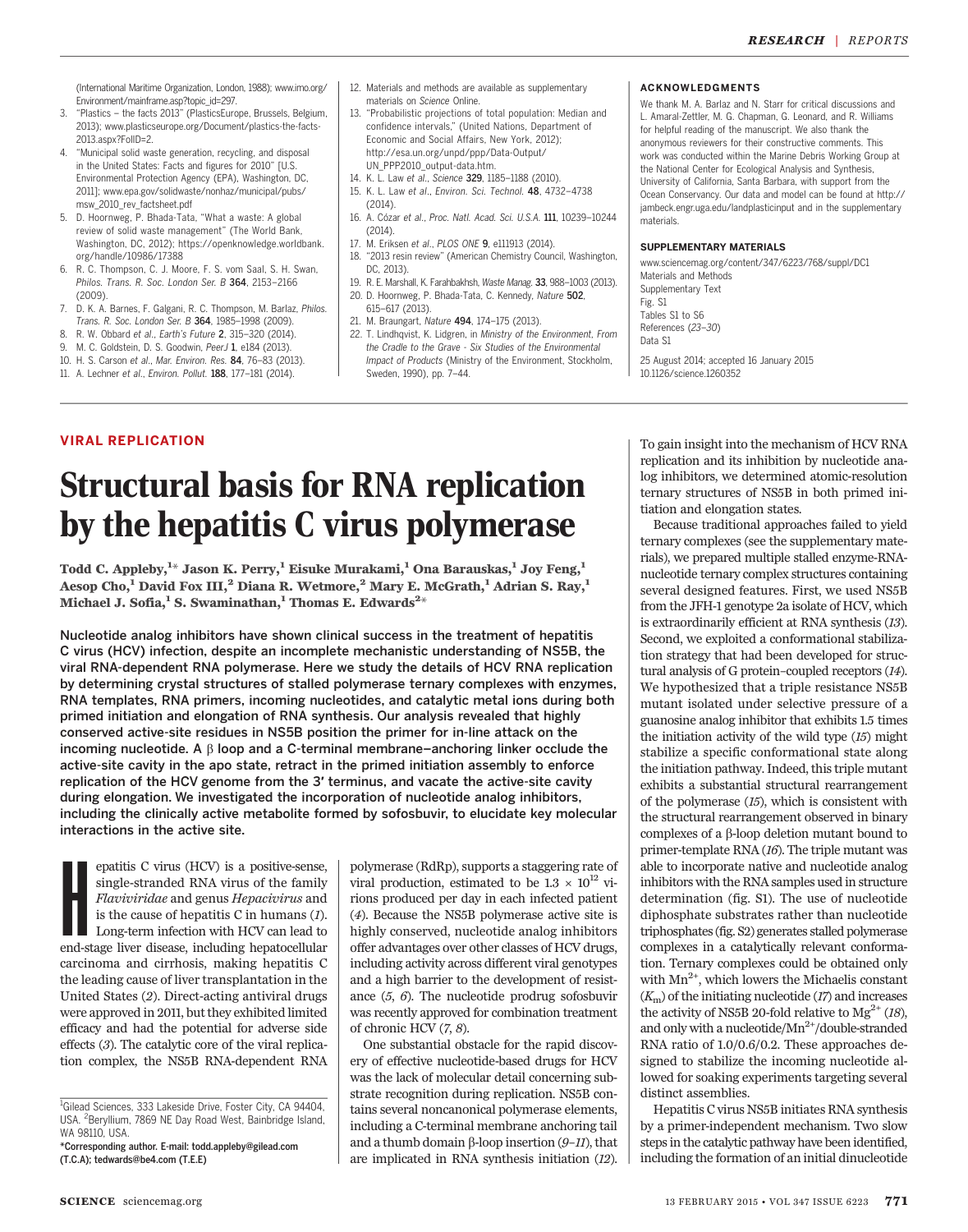(International Maritime Organization, London, 1988); www.imo.org/Environment/mainframe.asp?topic_id=297.

3. "Plastics – the facts 2013" (PlasticsEurope, Brussels, Belgium, 2013); www.plasticseurope.org/Document/plastics-the-facts-2013.aspx?FolID=2.
4. "Municipal solid waste generation, recycling, and disposal in the United States: Facts and figures for 2010" [U.S. Environmental Protection Agency (EPA), Washington, DC, 2011]; www.epa.gov/solidwaste/nonhaz/municipal/pubs/msw_2010_rev_factsheet.pdf
5. D. Hoornweg, P. Bhada-Tata, "What a waste: A global review of solid waste management" (The World Bank, Washington, DC, 2012); https://openknowledge.worldbank.org/handle/10986/17388
6. R. C. Thompson, C. J. Moore, F. S. vom Saal, S. H. Swan, *Philos. Trans. R. Soc. London Ser. B* **364**, 2153–2166 (2009).
7. D. K. A. Barnes, F. Galgani, R. C. Thompson, M. Barlaz, *Philos. Trans. R. Soc. London Ser. B* **364**, 1985–1998 (2009).
8. R. W. Obbard *et al.*, *Earth's Future* **2**, 315–320 (2014).
9. M. C. Goldstein, D. S. Goodwin, *PeerJ* **1**, e184 (2013).
10. H. S. Carson *et al.*, *Mar. Environ. Res.* **84**, 76–83 (2013).
11. A. Lechner *et al.*, *Environ. Pollut.* **188**, 177–181 (2014).
12. Materials and methods are available as supplementary materials on *Science* Online.
13. "Probabilistic projections of total population: Median and confidence intervals," (United Nations, Department of Economic and Social Affairs, New York, 2012); http://esa.un.org/unpd/ppp/Data-Output/UN_PPP2010_output-data.htm.
14. K. L. Law *et al.*, *Science* **329**, 1185–1188 (2010).
15. K. L. Law *et al.*, *Environ. Sci. Technol.* **48**, 4732–4738 (2014).
16. A. Cózar *et al.*, *Proc. Natl. Acad. Sci. U.S.A.* **111**, 10239–10244 (2014).
17. M. Eriksen *et al.*, *PLOS ONE* **9**, e111913 (2014).
18. "2013 resin review" (American Chemistry Council, Washington, DC, 2013).
19. R. E. Marshall, K. Farahbakhsh, *Waste Manag.* **33**, 988–1003 (2013).
20. D. Hoornweg, P. Bhada-Tata, C. Kennedy, *Nature* **502**, 615–617 (2013).
21. M. Braungart, *Nature* **494**, 174–175 (2013).
22. T. Lindhqvist, K. Lidgren, in *Ministry of the Environment, From the Cradle to the Grave - Six Studies of the Environmental Impact of Products* (Ministry of the Environment, Stockholm, Sweden, 1990), pp. 7–44.

### ACKNOWLEDGMENTS

We thank M. A. Barlaz and N. Starr for critical discussions and L. Amaral-Zettler, M. G. Chapman, G. Leonard, and R. Williams for helpful reading of the manuscript. We also thank the anonymous reviewers for their constructive comments. This work was conducted within the Marine Debris Working Group at the National Center for Ecological Analysis and Synthesis, University of California, Santa Barbara, with support from the Ocean Conservancy. Our data and model can be found at http://jambeck.engr.uga.edu/landplasticinput and in the supplementary materials.

### SUPPLEMENTARY MATERIALS

www.sciencemag.org/content/347/6223/768/suppl/DC1
Materials and Methods
Supplementary Text
Fig. S1
Tables S1 to S6
References (*23*–*30*)
Data S1

25 August 2014; accepted 16 January 2015
10.1126/science.1260352

---

**VIRAL REPLICATION**

# Structural basis for RNA replication by the hepatitis C virus polymerase

**Todd C. Appleby,[1]* Jason K. Perry,[1] Eisuke Murakami,[1] Ona Barauskas,[1] Joy Feng,[1] Aesop Cho,[1] David Fox III,[2] Diana R. Wetmore,[2] Mary E. McGrath,[1] Adrian S. Ray,[1] Michael J. Sofia,[1] S. Swaminathan,[1] Thomas E. Edwards[2]***

**Nucleotide analog inhibitors have shown clinical success in the treatment of hepatitis C virus (HCV) infection, despite an incomplete mechanistic understanding of NS5B, the viral RNA-dependent RNA polymerase. Here we study the details of HCV RNA replication by determining crystal structures of stalled polymerase ternary complexes with enzymes, RNA templates, RNA primers, incoming nucleotides, and catalytic metal ions during both primed initiation and elongation of RNA synthesis. Our analysis revealed that highly conserved active-site residues in NS5B position the primer for in-line attack on the incoming nucleotide. A β loop and a C-terminal membrane–anchoring linker occlude the active-site cavity in the apo state, retract in the primed initiation assembly to enforce replication of the HCV genome from the 3′ terminus, and vacate the active-site cavity during elongation. We investigated the incorporation of nucleotide analog inhibitors, including the clinically active metabolite formed by sofosbuvir, to elucidate key molecular interactions in the active site.**

Hepatitis C virus (HCV) is a positive-sense, single-stranded RNA virus of the family *Flaviviridae* and genus *Hepacivirus* and is the cause of hepatitis C in humans (*1*). Long-term infection with HCV can lead to end-stage liver disease, including hepatocellular carcinoma and cirrhosis, making hepatitis C the leading cause of liver transplantation in the United States (*2*). Direct-acting antiviral drugs were approved in 2011, but they exhibited limited efficacy and had the potential for adverse side effects (*3*). The catalytic core of the viral replication complex, the NS5B RNA-dependent RNA polymerase (RdRp), supports a staggering rate of viral production, estimated to be $1.3 \times 10^{12}$ virions produced per day in each infected patient (*4*). Because the NS5B polymerase active site is highly conserved, nucleotide analog inhibitors offer advantages over other classes of HCV drugs, including activity across different viral genotypes and a high barrier to the development of resistance (*5*, *6*). The nucleotide prodrug sofosbuvir was recently approved for combination treatment of chronic HCV (*7*, *8*).

One substantial obstacle for the rapid discovery of effective nucleotide-based drugs for HCV was the lack of molecular detail concerning substrate recognition during replication. NS5B contains several noncanonical polymerase elements, including a C-terminal membrane anchoring tail and a thumb domain β-loop insertion (*9*–*11*), that are implicated in RNA synthesis initiation (*12*). To gain insight into the mechanism of HCV RNA replication and its inhibition by nucleotide analog inhibitors, we determined atomic-resolution ternary structures of NS5B in both primed initiation and elongation states.

Because traditional approaches failed to yield ternary complexes (see the supplementary materials), we prepared multiple stalled enzyme-RNA-nucleotide ternary complex structures containing several designed features. First, we used NS5B from the JFH-1 genotype 2a isolate of HCV, which is extraordinarily efficient at RNA synthesis (*13*). Second, we exploited a conformational stabilization strategy that had been developed for structural analysis of G protein–coupled receptors (*14*). We hypothesized that a triple resistance NS5B mutant isolated under selective pressure of a guanosine analog inhibitor that exhibits 1.5 times the initiation activity of the wild type (*15*) might stabilize a specific conformational state along the initiation pathway. Indeed, this triple mutant exhibits a substantial structural rearrangement of the polymerase (*15*), which is consistent with the structural rearrangement observed in binary complexes of a β-loop deletion mutant bound to primer-template RNA (*16*). The triple mutant was able to incorporate native and nucleotide analog inhibitors with the RNA samples used in structure determination (fig. S1). The use of nucleotide diphosphate substrates rather than nucleotide triphosphates (fig. S2) generates stalled polymerase complexes in a catalytically relevant conformation. Ternary complexes could be obtained only with $Mn^{2+}$, which lowers the Michaelis constant ($K_m$) of the initiating nucleotide (*17*) and increases the activity of NS5B 20-fold relative to $Mg^{2+}$ (*18*), and only with a nucleotide/$Mn^{2+}$/double-stranded RNA ratio of 1.0/0.6/0.2. These approaches designed to stabilize the incoming nucleotide allowed for soaking experiments targeting several distinct assemblies.

Hepatitis C virus NS5B initiates RNA synthesis by a primer-independent mechanism. Two slow steps in the catalytic pathway have been identified, including the formation of an initial dinucleotide

[1]Gilead Sciences, 333 Lakeside Drive, Foster City, CA 94404, USA. [2]Beryllium, 7869 NE Day Road West, Bainbridge Island, WA 98110, USA.
*Corresponding author. E-mail: todd.appleby@gilead.com (T.C.A); tedwards@be4.com (T.E.E)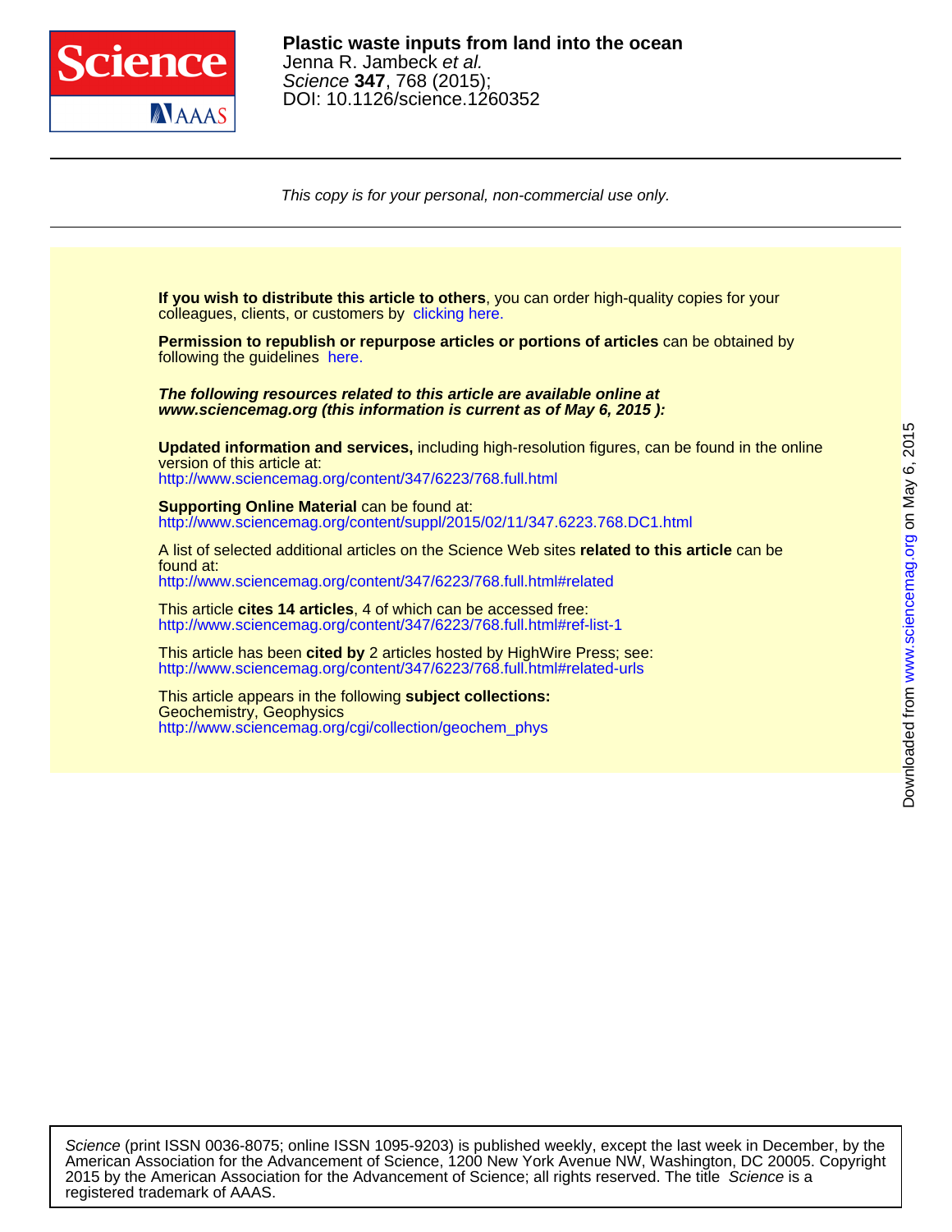**Plastic waste inputs from land into the ocean**
Jenna R. Jambeck *et al.*
*Science* **347**, 768 (2015);
DOI: 10.1126/science.1260352

*This copy is for your personal, non-commercial use only.*

**If you wish to distribute this article to others**, you can order high-quality copies for your colleagues, clients, or customers by clicking here.

**Permission to republish or repurpose articles or portions of articles** can be obtained by following the guidelines here.

***The following resources related to this article are available online at www.sciencemag.org (this information is current as of May 6, 2015 ):***

**Updated information and services,** including high-resolution figures, can be found in the online version of this article at:
http://www.sciencemag.org/content/347/6223/768.full.html

**Supporting Online Material** can be found at:
http://www.sciencemag.org/content/suppl/2015/02/11/347.6223.768.DC1.html

A list of selected additional articles on the Science Web sites **related to this article** can be found at:
http://www.sciencemag.org/content/347/6223/768.full.html#related

This article **cites 14 articles**, 4 of which can be accessed free:
http://www.sciencemag.org/content/347/6223/768.full.html#ref-list-1

This article has been **cited by** 2 articles hosted by HighWire Press; see:
http://www.sciencemag.org/content/347/6223/768.full.html#related-urls

This article appears in the following **subject collections:**
Geochemistry, Geophysics
http://www.sciencemag.org/cgi/collection/geochem_phys

*Science* (print ISSN 0036-8075; online ISSN 1095-9203) is published weekly, except the last week in December, by the American Association for the Advancement of Science, 1200 New York Avenue NW, Washington, DC 20005. Copyright 2015 by the American Association for the Advancement of Science; all rights reserved. The title *Science* is a registered trademark of AAAS.